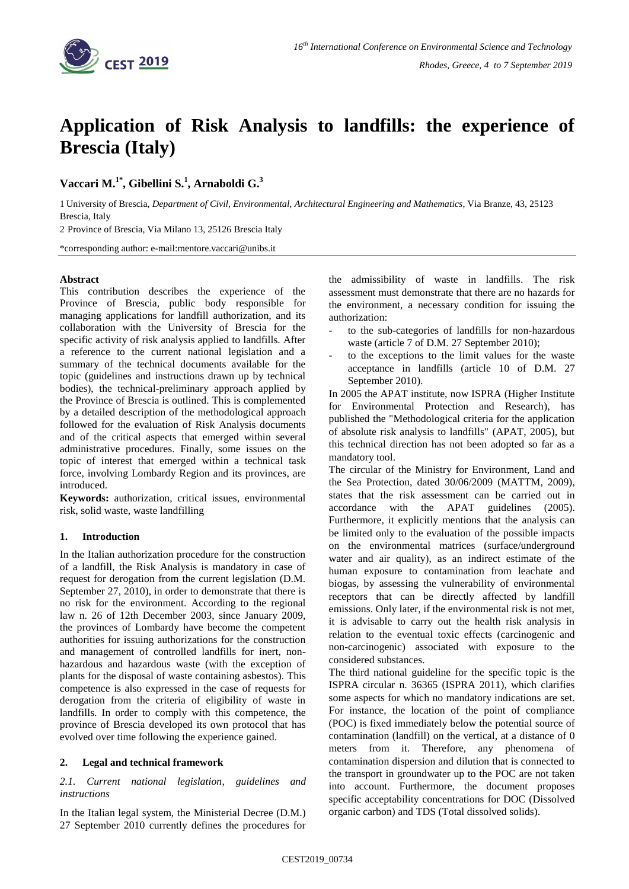# Application of Risk Analysis to landfills: the experience of Brescia (Italy)

**Vaccari M.[1*], Gibellini S.[1], Arnaboldi G.[3]**

1 University of Brescia, *Department of Civil, Environmental, Architectural Engineering and Mathematics*, Via Branze, 43, 25123 Brescia, Italy

2 Province of Brescia, Via Milano 13, 25126 Brescia Italy

*corresponding author: e-mail:mentore.vaccari@unibs.it

**Abstract**

This contribution describes the experience of the Province of Brescia, public body responsible for managing applications for landfill authorization, and its collaboration with the University of Brescia for the specific activity of risk analysis applied to landfills. After a reference to the current national legislation and a summary of the technical documents available for the topic (guidelines and instructions drawn up by technical bodies), the technical-preliminary approach applied by the Province of Brescia is outlined. This is complemented by a detailed description of the methodological approach followed for the evaluation of Risk Analysis documents and of the critical aspects that emerged within several administrative procedures. Finally, some issues on the topic of interest that emerged within a technical task force, involving Lombardy Region and its provinces, are introduced.

**Keywords:** authorization, critical issues, environmental risk, solid waste, waste landfilling

## 1. Introduction

In the Italian authorization procedure for the construction of a landfill, the Risk Analysis is mandatory in case of request for derogation from the current legislation (D.M. September 27, 2010), in order to demonstrate that there is no risk for the environment. According to the regional law n. 26 of 12th December 2003, since January 2009, the provinces of Lombardy have become the competent authorities for issuing authorizations for the construction and management of controlled landfills for inert, non-hazardous and hazardous waste (with the exception of plants for the disposal of waste containing asbestos). This competence is also expressed in the case of requests for derogation from the criteria of eligibility of waste in landfills. In order to comply with this competence, the province of Brescia developed its own protocol that has evolved over time following the experience gained.

## 2. Legal and technical framework

### *2.1. Current national legislation, guidelines and instructions*

In the Italian legal system, the Ministerial Decree (D.M.) 27 September 2010 currently defines the procedures for the admissibility of waste in landfills. The risk assessment must demonstrate that there are no hazards for the environment, a necessary condition for issuing the authorization:

- to the sub-categories of landfills for non-hazardous waste (article 7 of D.M. 27 September 2010);
- to the exceptions to the limit values for the waste acceptance in landfills (article 10 of D.M. 27 September 2010).

In 2005 the APAT institute, now ISPRA (Higher Institute for Environmental Protection and Research), has published the "Methodological criteria for the application of absolute risk analysis to landfills" (APAT, 2005), but this technical direction has not been adopted so far as a mandatory tool.

The circular of the Ministry for Environment, Land and the Sea Protection, dated 30/06/2009 (MATTM, 2009), states that the risk assessment can be carried out in accordance with the APAT guidelines (2005). Furthermore, it explicitly mentions that the analysis can be limited only to the evaluation of the possible impacts on the environmental matrices (surface/underground water and air quality), as an indirect estimate of the human exposure to contamination from leachate and biogas, by assessing the vulnerability of environmental receptors that can be directly affected by landfill emissions. Only later, if the environmental risk is not met, it is advisable to carry out the health risk analysis in relation to the eventual toxic effects (carcinogenic and non-carcinogenic) associated with exposure to the considered substances.

The third national guideline for the specific topic is the ISPRA circular n. 36365 (ISPRA 2011), which clarifies some aspects for which no mandatory indications are set. For instance, the location of the point of compliance (POC) is fixed immediately below the potential source of contamination (landfill) on the vertical, at a distance of 0 meters from it. Therefore, any phenomena of contamination dispersion and dilution that is connected to the transport in groundwater up to the POC are not taken into account. Furthermore, the document proposes specific acceptability concentrations for DOC (Dissolved organic carbon) and TDS (Total dissolved solids).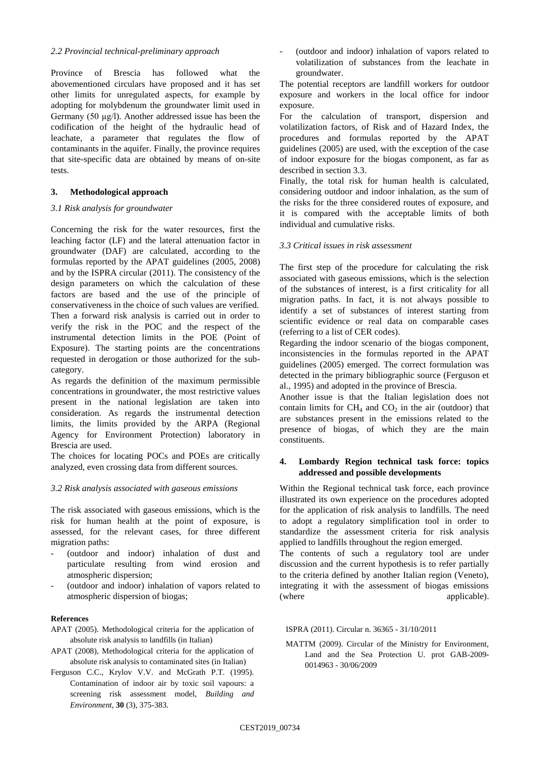### 2.2 Provincial technical-preliminary approach

Province of Brescia has followed what the abovementioned circulars have proposed and it has set other limits for unregulated aspects, for example by adopting for molybdenum the groundwater limit used in Germany (50 μg/l). Another addressed issue has been the codification of the height of the hydraulic head of leachate, a parameter that regulates the flow of contaminants in the aquifer. Finally, the province requires that site-specific data are obtained by means of on-site tests.

## 3. Methodological approach

### 3.1 Risk analysis for groundwater

Concerning the risk for the water resources, first the leaching factor (LF) and the lateral attenuation factor in groundwater (DAF) are calculated, according to the formulas reported by the APAT guidelines (2005, 2008) and by the ISPRA circular (2011). The consistency of the design parameters on which the calculation of these factors are based and the use of the principle of conservativeness in the choice of such values are verified. Then a forward risk analysis is carried out in order to verify the risk in the POC and the respect of the instrumental detection limits in the POE (Point of Exposure). The starting points are the concentrations requested in derogation or those authorized for the sub-category.

As regards the definition of the maximum permissible concentrations in groundwater, the most restrictive values present in the national legislation are taken into consideration. As regards the instrumental detection limits, the limits provided by the ARPA (Regional Agency for Environment Protection) laboratory in Brescia are used.

The choices for locating POCs and POEs are critically analyzed, even crossing data from different sources.

### 3.2 Risk analysis associated with gaseous emissions

The risk associated with gaseous emissions, which is the risk for human health at the point of exposure, is assessed, for the relevant cases, for three different migration paths:

- (outdoor and indoor) inhalation of dust and particulate resulting from wind erosion and atmospheric dispersion;
- (outdoor and indoor) inhalation of vapors related to atmospheric dispersion of biogas;
- (outdoor and indoor) inhalation of vapors related to volatilization of substances from the leachate in groundwater.

The potential receptors are landfill workers for outdoor exposure and workers in the local office for indoor exposure.

For the calculation of transport, dispersion and volatilization factors, of Risk and of Hazard Index, the procedures and formulas reported by the APAT guidelines (2005) are used, with the exception of the case of indoor exposure for the biogas component, as far as described in section 3.3.

Finally, the total risk for human health is calculated, considering outdoor and indoor inhalation, as the sum of the risks for the three considered routes of exposure, and it is compared with the acceptable limits of both individual and cumulative risks.

### 3.3 Critical issues in risk assessment

The first step of the procedure for calculating the risk associated with gaseous emissions, which is the selection of the substances of interest, is a first criticality for all migration paths. In fact, it is not always possible to identify a set of substances of interest starting from scientific evidence or real data on comparable cases (referring to a list of CER codes).

Regarding the indoor scenario of the biogas component, inconsistencies in the formulas reported in the APAT guidelines (2005) emerged. The correct formulation was detected in the primary bibliographic source (Ferguson et al., 1995) and adopted in the province of Brescia.

Another issue is that the Italian legislation does not contain limits for $CH_4$ and $CO_2$ in the air (outdoor) that are substances present in the emissions related to the presence of biogas, of which they are the main constituents.

## 4. Lombardy Region technical task force: topics addressed and possible developments

Within the Regional technical task force, each province illustrated its own experience on the procedures adopted for the application of risk analysis to landfills. The need to adopt a regulatory simplification tool in order to standardize the assessment criteria for risk analysis applied to landfills throughout the region emerged.

The contents of such a regulatory tool are under discussion and the current hypothesis is to refer partially to the criteria defined by another Italian region (Veneto), integrating it with the assessment of biogas emissions (where applicable).

**References**

APAT (2005). Methodological criteria for the application of absolute risk analysis to landfills (in Italian)

APAT (2008), Methodological criteria for the application of absolute risk analysis to contaminated sites (in Italian)

Ferguson C.C., Krylov V.V. and McGrath P.T. (1995). Contamination of indoor air by toxic soil vapours: a screening risk assessment model, *Building and Environment*, **30** (3), 375-383.

ISPRA (2011). Circular n. 36365 - 31/10/2011

MATTM (2009). Circular of the Ministry for Environment, Land and the Sea Protection U. prot GAB-2009-0014963 - 30/06/2009